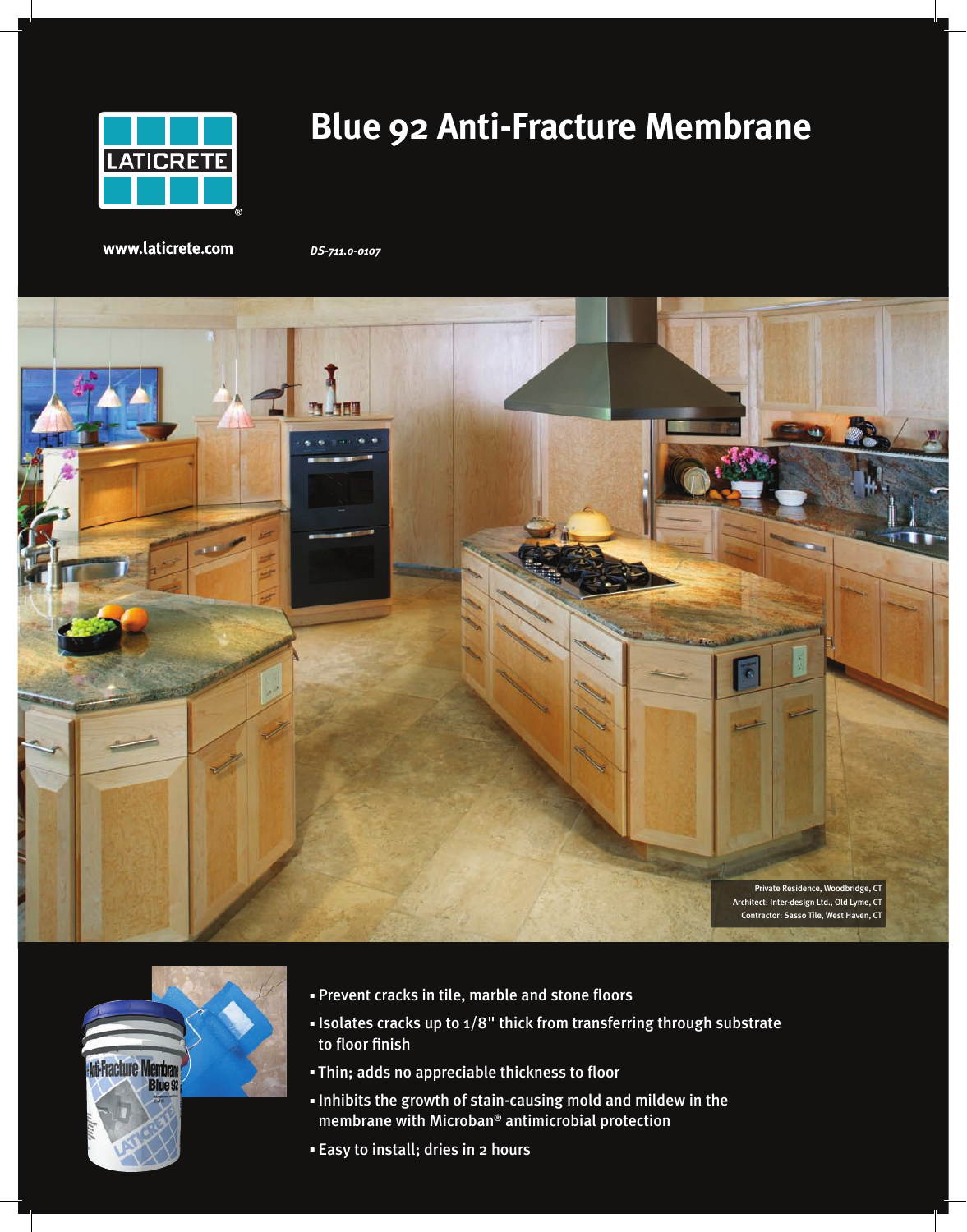LATICRETE®

# Blue 92 Anti-Fracture Membrane

www.laticrete.com

*DS-711.0-0107*

Private Residence, Woodbridge, CT
Architect: Inter-design Ltd., Old Lyme, CT
Contractor: Sasso Tile, West Haven, CT

- Prevent cracks in tile, marble and stone floors
- Isolates cracks up to 1/8" thick from transferring through substrate to floor finish
- Thin; adds no appreciable thickness to floor
- Inhibits the growth of stain-causing mold and mildew in the membrane with Microban® antimicrobial protection
- Easy to install; dries in 2 hours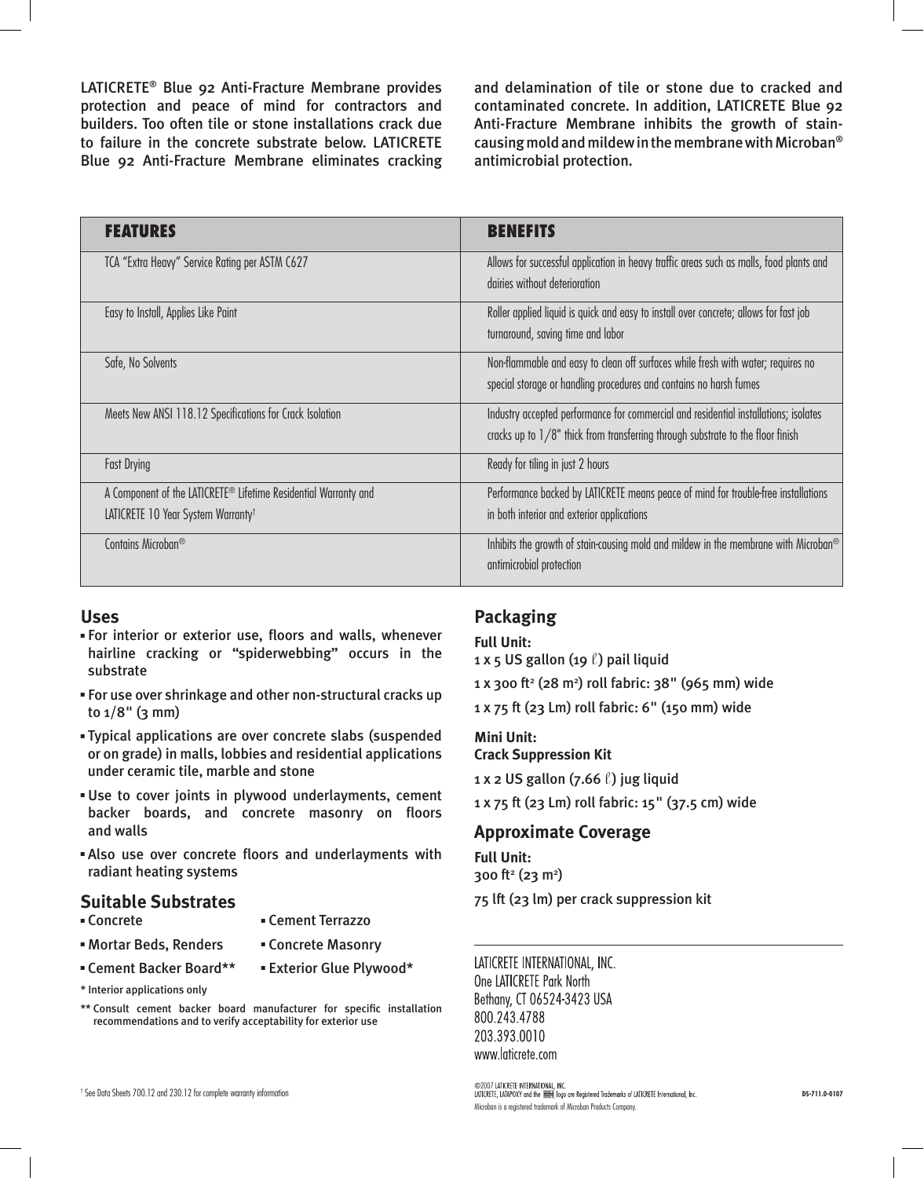LATICRETE® Blue 92 Anti-Fracture Membrane provides protection and peace of mind for contractors and builders. Too often tile or stone installations crack due to failure in the concrete substrate below. LATICRETE Blue 92 Anti-Fracture Membrane eliminates cracking and delamination of tile or stone due to cracked and contaminated concrete. In addition, LATICRETE Blue 92 Anti-Fracture Membrane inhibits the growth of stain-causing mold and mildew in the membrane with Microban® antimicrobial protection.

| FEATURES | BENEFITS |
|---|---|
| TCA "Extra Heavy" Service Rating per ASTM C627 | Allows for successful application in heavy traffic areas such as malls, food plants and dairies without deterioration |
| Easy to Install, Applies Like Paint | Roller applied liquid is quick and easy to install over concrete; allows for fast job turnaround, saving time and labor |
| Safe, No Solvents | Non-flammable and easy to clean off surfaces while fresh with water; requires no special storage or handling procedures and contains no harsh fumes |
| Meets New ANSI 118.12 Specifications for Crack Isolation | Industry accepted performance for commercial and residential installations; isolates cracks up to 1/8" thick from transferring through substrate to the floor finish |
| Fast Drying | Ready for tiling in just 2 hours |
| A Component of the LATICRETE® Lifetime Residential Warranty and LATICRETE 10 Year System Warranty† | Performance backed by LATICRETE means peace of mind for trouble-free installations in both interior and exterior applications |
| Contains Microban® | Inhibits the growth of stain-causing mold and mildew in the membrane with Microban® antimicrobial protection |

## Uses

- For interior or exterior use, floors and walls, whenever hairline cracking or "spiderwebbing" occurs in the substrate
- For use over shrinkage and other non-structural cracks up to 1/8" (3 mm)
- Typical applications are over concrete slabs (suspended or on grade) in malls, lobbies and residential applications under ceramic tile, marble and stone
- Use to cover joints in plywood underlayments, cement backer boards, and concrete masonry on floors and walls
- Also use over concrete floors and underlayments with radiant heating systems

## Suitable Substrates

- Concrete
- Cement Terrazzo
- Mortar Beds, Renders
- Concrete Masonry
- Cement Backer Board**
- Exterior Glue Plywood*

\* Interior applications only

\** Consult cement backer board manufacturer for specific installation recommendations and to verify acceptability for exterior use

## Packaging

**Full Unit:**

1 x 5 US gallon (19 ℓ) pail liquid

1 x 300 ft² (28 m²) roll fabric: 38" (965 mm) wide

1 x 75 ft (23 Lm) roll fabric: 6" (150 mm) wide

**Mini Unit:**
**Crack Suppression Kit**

1 x 2 US gallon (7.66 ℓ) jug liquid

1 x 75 ft (23 Lm) roll fabric: 15" (37.5 cm) wide

## Approximate Coverage

**Full Unit:**
300 ft² (23 m²)

75 lft (23 lm) per crack suppression kit

LATICRETE INTERNATIONAL, INC.
One LATICRETE Park North
Bethany, CT 06524-3423 USA
800.243.4788
203.393.0010
www.laticrete.com

† See Data Sheets 700.12 and 230.12 for complete warranty information

©2007 LATICRETE INTERNATIONAL, INC.
LATICRETE, LATAPOXY and the logo are Registered Trademarks of LATICRETE International, Inc.
Microban is a registered trademark of Microban Products Company.

DS-711.0-0107